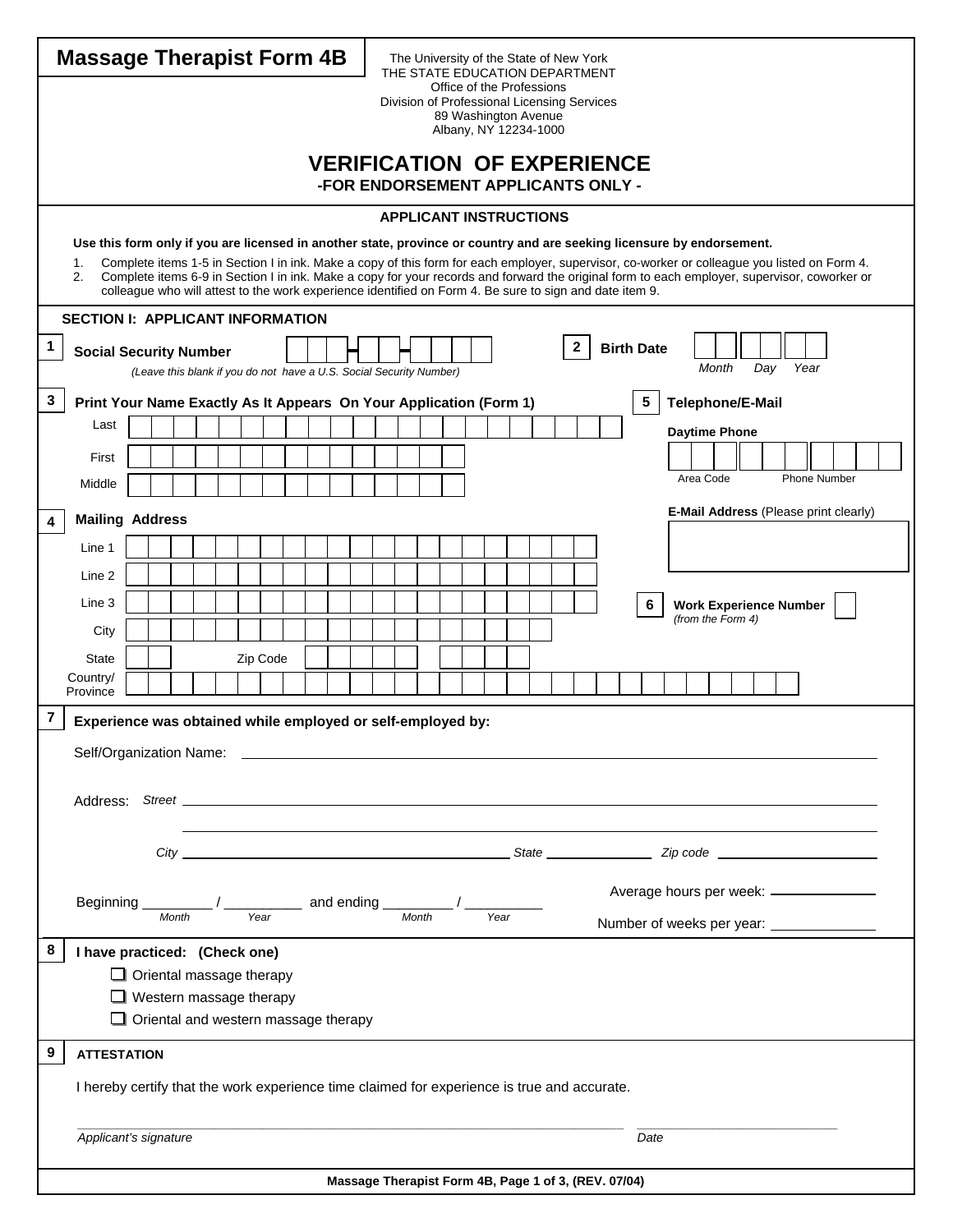# Massage Therapist Form 4B

The University of the State of New York
THE STATE EDUCATION DEPARTMENT
Office of the Professions
Division of Professional Licensing Services
89 Washington Avenue
Albany, NY 12234-1000

## VERIFICATION OF EXPERIENCE

**-FOR ENDORSEMENT APPLICANTS ONLY -**

### APPLICANT INSTRUCTIONS

**Use this form only if you are licensed in another state, province or country and are seeking licensure by endorsement.**

1. Complete items 1-5 in Section I in ink. Make a copy of this form for each employer, supervisor, co-worker or colleague you listed on Form 4.
2. Complete items 6-9 in Section I in ink. Make a copy for your records and forward the original form to each employer, supervisor, coworker or colleague who will attest to the work experience identified on Form 4. Be sure to sign and date item 9.

### SECTION I: APPLICANT INFORMATION

**1 Social Security Number** ___-__-____
*(Leave this blank if you do not have a U.S. Social Security Number)*

**2 Birth Date** *Month* ___ *Day* ___ *Year* ___

**3 Print Your Name Exactly As It Appears On Your Application (Form 1)**

Last: ______
First: ______
Middle: ______

**4 Mailing Address**

Line 1: ______
Line 2: ______
Line 3: ______
City: ______
State: ___ Zip Code: ______
Country/Province: ______

**5 Telephone/E-Mail**

**Daytime Phone**: Area Code ___ Phone Number ______

**E-Mail Address** (Please print clearly): ______

**6 Work Experience Number** *(from the Form 4)*: ___

**7 Experience was obtained while employed or self-employed by:**

Self/Organization Name: ______

Address: *Street* ______

______

*City* ______ *State* ______ *Zip code* ______

Beginning ______ / ______ and ending ______ / ______
*Month* *Year* *Month* *Year*

Average hours per week: ______

Number of weeks per year: ______

**8 I have practiced: (Check one)**

- ☐ Oriental massage therapy
- ☐ Western massage therapy
- ☐ Oriental and western massage therapy

**9 ATTESTATION**

I hereby certify that the work experience time claimed for experience is true and accurate.

______
*Applicant's signature*

______
*Date*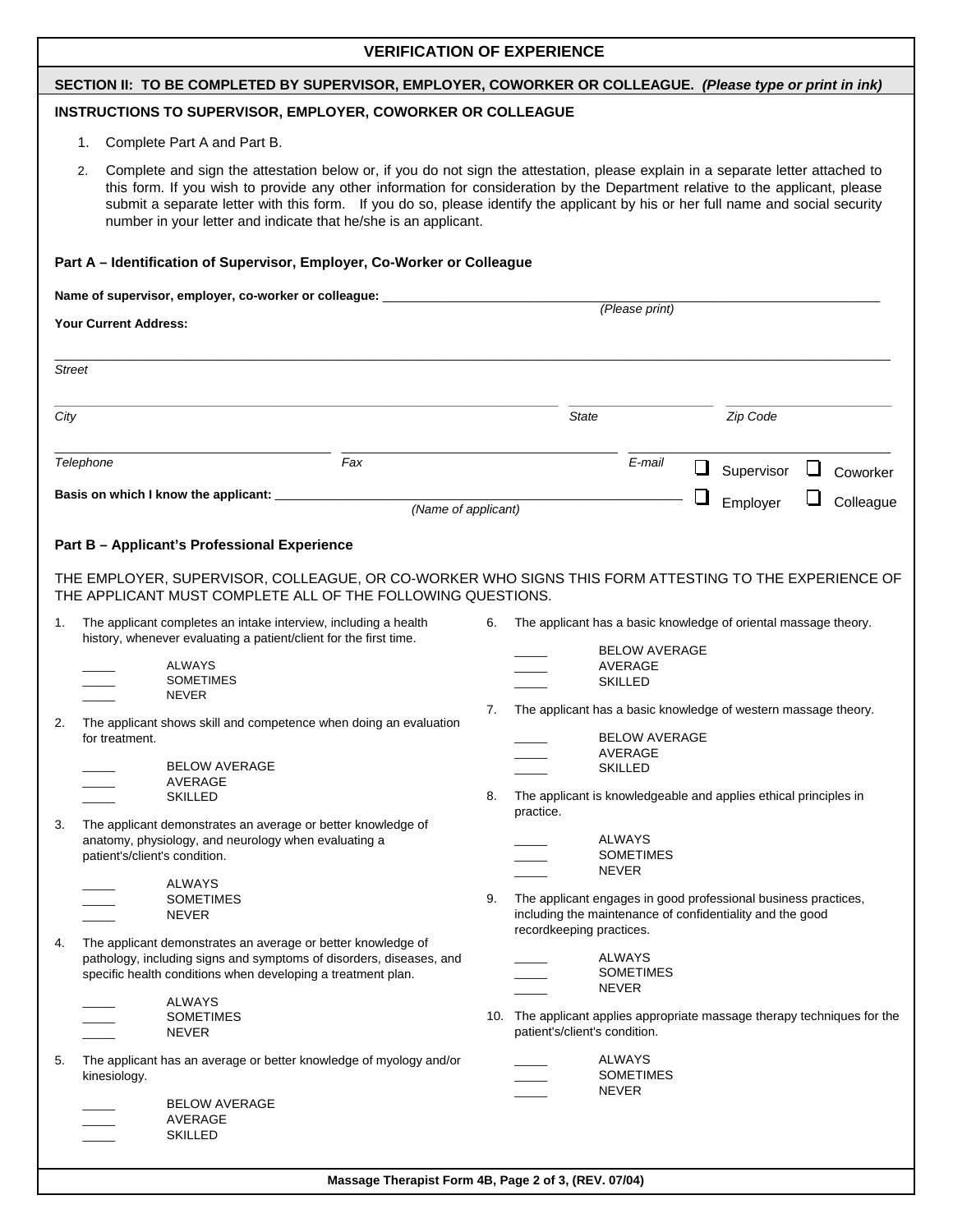# VERIFICATION OF EXPERIENCE

## SECTION II: TO BE COMPLETED BY SUPERVISOR, EMPLOYER, COWORKER OR COLLEAGUE. *(Please type or print in ink)*

### INSTRUCTIONS TO SUPERVISOR, EMPLOYER, COWORKER OR COLLEAGUE

1. Complete Part A and Part B.
2. Complete and sign the attestation below or, if you do not sign the attestation, please explain in a separate letter attached to this form. If you wish to provide any other information for consideration by the Department relative to the applicant, please submit a separate letter with this form. If you do so, please identify the applicant by his or her full name and social security number in your letter and indicate that he/she is an applicant.

### Part A – Identification of Supervisor, Employer, Co-Worker or Colleague

**Name of supervisor, employer, co-worker or colleague:** ______________________________________________
*(Please print)*

**Your Current Address:**

______________________________________________
*Street*

______________________________ ______________ ______________
*City* *State* *Zip Code*

______________________ ______________________ ______________________
*Telephone* *Fax* *E-mail*

**Basis on which I know the applicant:** ______________________________________________
*(Name of applicant)*

☐ Supervisor ☐ Coworker
☐ Employer ☐ Colleague

### Part B – Applicant's Professional Experience

THE EMPLOYER, SUPERVISOR, COLLEAGUE, OR CO-WORKER WHO SIGNS THIS FORM ATTESTING TO THE EXPERIENCE OF THE APPLICANT MUST COMPLETE ALL OF THE FOLLOWING QUESTIONS.

1. The applicant completes an intake interview, including a health history, whenever evaluating a patient/client for the first time.

   _____ ALWAYS
   _____ SOMETIMES
   _____ NEVER

2. The applicant shows skill and competence when doing an evaluation for treatment.

   _____ BELOW AVERAGE
   _____ AVERAGE
   _____ SKILLED

3. The applicant demonstrates an average or better knowledge of anatomy, physiology, and neurology when evaluating a patient's/client's condition.

   _____ ALWAYS
   _____ SOMETIMES
   _____ NEVER

4. The applicant demonstrates an average or better knowledge of pathology, including signs and symptoms of disorders, diseases, and specific health conditions when developing a treatment plan.

   _____ ALWAYS
   _____ SOMETIMES
   _____ NEVER

5. The applicant has an average or better knowledge of myology and/or kinesiology.

   _____ BELOW AVERAGE
   _____ AVERAGE
   _____ SKILLED

6. The applicant has a basic knowledge of oriental massage theory.

   _____ BELOW AVERAGE
   _____ AVERAGE
   _____ SKILLED

7. The applicant has a basic knowledge of western massage theory.

   _____ BELOW AVERAGE
   _____ AVERAGE
   _____ SKILLED

8. The applicant is knowledgeable and applies ethical principles in practice.

   _____ ALWAYS
   _____ SOMETIMES
   _____ NEVER

9. The applicant engages in good professional business practices, including the maintenance of confidentiality and the good recordkeeping practices.

   _____ ALWAYS
   _____ SOMETIMES
   _____ NEVER

10. The applicant applies appropriate massage therapy techniques for the patient's/client's condition.

    _____ ALWAYS
    _____ SOMETIMES
    _____ NEVER

Massage Therapist Form 4B, Page 2 of 3, (REV. 07/04)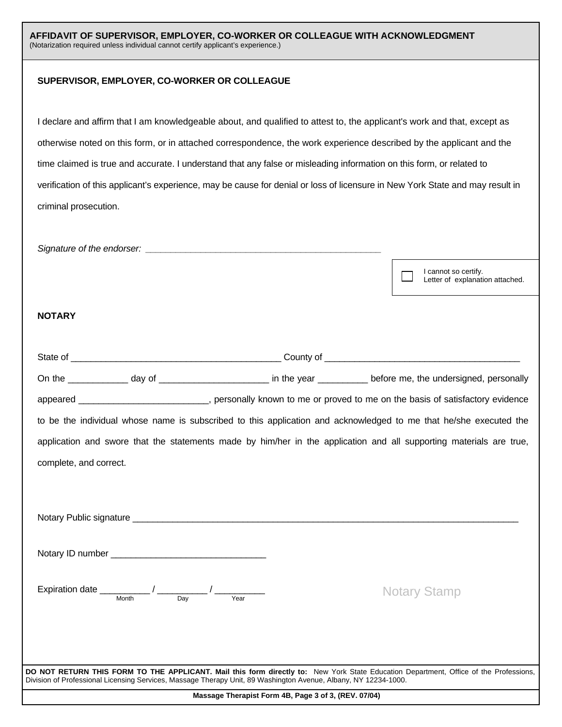## AFFIDAVIT OF SUPERVISOR, EMPLOYER, CO-WORKER OR COLLEAGUE WITH ACKNOWLEDGMENT

(Notarization required unless individual cannot certify applicant's experience.)

### SUPERVISOR, EMPLOYER, CO-WORKER OR COLLEAGUE

I declare and affirm that I am knowledgeable about, and qualified to attest to, the applicant's work and that, except as otherwise noted on this form, or in attached correspondence, the work experience described by the applicant and the time claimed is true and accurate. I understand that any false or misleading information on this form, or related to verification of this applicant's experience, may be cause for denial or loss of licensure in New York State and may result in criminal prosecution.

*Signature of the endorser:* ______________________________________________

☐ I cannot so certify. Letter of explanation attached.

### NOTARY

State of _________________________________________ County of ______________________________________

On the ___________ day of _____________________ in the year _________ before me, the undersigned, personally appeared ________________________, personally known to me or proved to me on the basis of satisfactory evidence to be the individual whose name is subscribed to this application and acknowledged to me that he/she executed the application and swore that the statements made by him/her in the application and all supporting materials are true, complete, and correct.

Notary Public signature ____________________________________________________________________________

Notary ID number ______________________________

Expiration date _________ / _________ / _________
Month Day Year

Notary Stamp

**DO NOT RETURN THIS FORM TO THE APPLICANT. Mail this form directly to:** New York State Education Department, Office of the Professions, Division of Professional Licensing Services, Massage Therapy Unit, 89 Washington Avenue, Albany, NY 12234-1000.

**Massage Therapist Form 4B, Page 3 of 3, (REV. 07/04)**